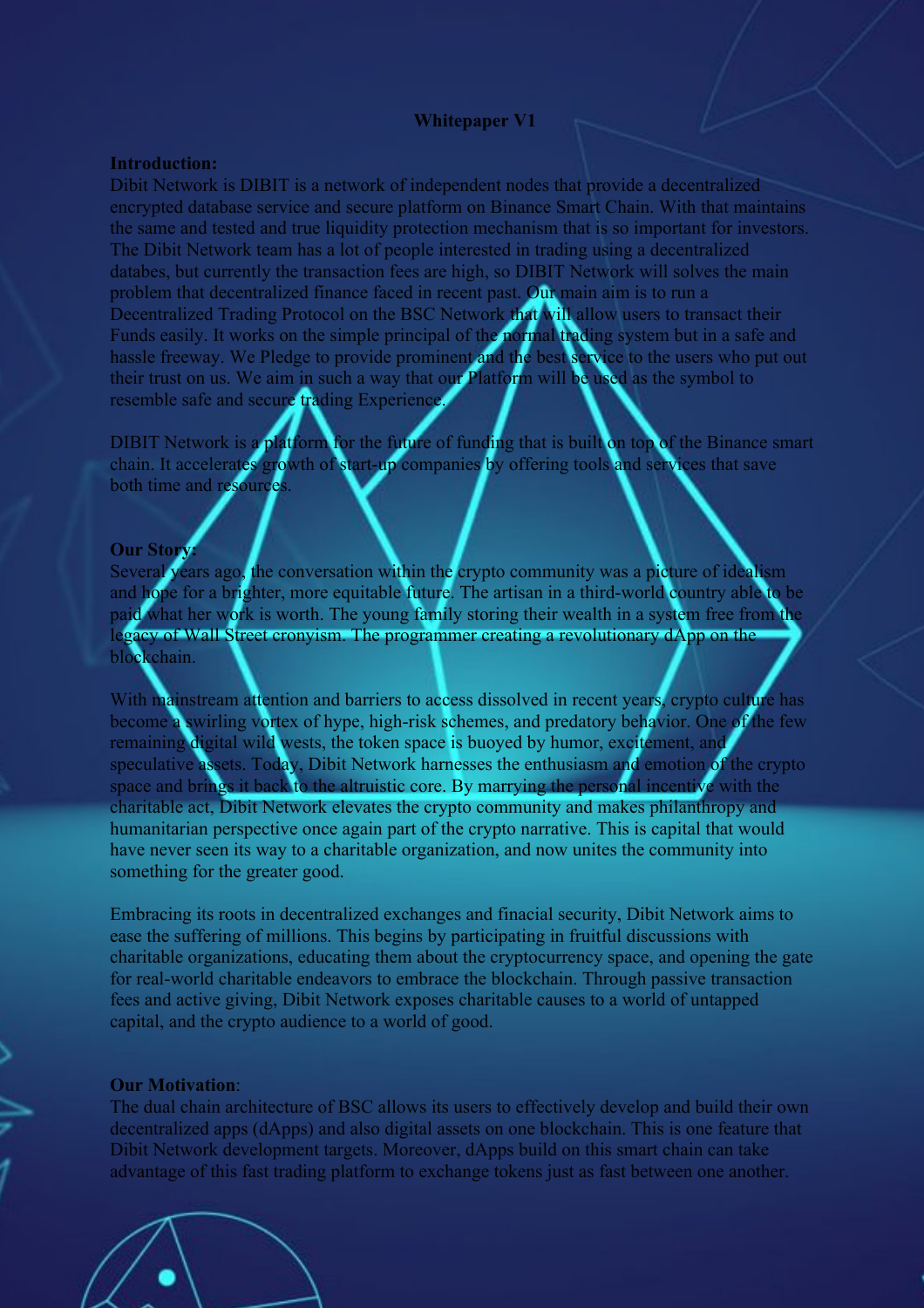# Whitepaper V1

**Introduction:**

Dibit Network is DIBIT is a network of independent nodes that provide a decentralized encrypted database service and secure platform on Binance Smart Chain. With that maintains the same and tested and true liquidity protection mechanism that is so important for investors. The Dibit Network team has a lot of people interested in trading using a decentralized databes, but currently the transaction fees are high, so DIBIT Network will solves the main problem that decentralized finance faced in recent past. Our main aim is to run a Decentralized Trading Protocol on the BSC Network that will allow users to transact their Funds easily. It works on the simple principal of the normal trading system but in a safe and hassle freeway. We Pledge to provide prominent and the best service to the users who put out their trust on us. We aim in such a way that our Platform will be used as the symbol to resemble safe and secure trading Experience.

DIBIT Network is a platform for the future of funding that is built on top of the Binance smart chain. It accelerates growth of start-up companies by offering tools and services that save both time and resources.

**Our Story:**

Several years ago, the conversation within the crypto community was a picture of idealism and hope for a brighter, more equitable future. The artisan in a third-world country able to be paid what her work is worth. The young family storing their wealth in a system free from the legacy of Wall Street cronyism. The programmer creating a revolutionary dApp on the blockchain.

With mainstream attention and barriers to access dissolved in recent years, crypto culture has become a swirling vortex of hype, high-risk schemes, and predatory behavior. One of the few remaining digital wild wests, the token space is buoyed by humor, excitement, and speculative assets. Today, Dibit Network harnesses the enthusiasm and emotion of the crypto space and brings it back to the altruistic core. By marrying the personal incentive with the charitable act, Dibit Network elevates the crypto community and makes philanthropy and humanitarian perspective once again part of the crypto narrative. This is capital that would have never seen its way to a charitable organization, and now unites the community into something for the greater good.

Embracing its roots in decentralized exchanges and finacial security, Dibit Network aims to ease the suffering of millions. This begins by participating in fruitful discussions with charitable organizations, educating them about the cryptocurrency space, and opening the gate for real-world charitable endeavors to embrace the blockchain. Through passive transaction fees and active giving, Dibit Network exposes charitable causes to a world of untapped capital, and the crypto audience to a world of good.

**Our Motivation**:

The dual chain architecture of BSC allows its users to effectively develop and build their own decentralized apps (dApps) and also digital assets on one blockchain. This is one feature that Dibit Network development targets. Moreover, dApps build on this smart chain can take advantage of this fast trading platform to exchange tokens just as fast between one another.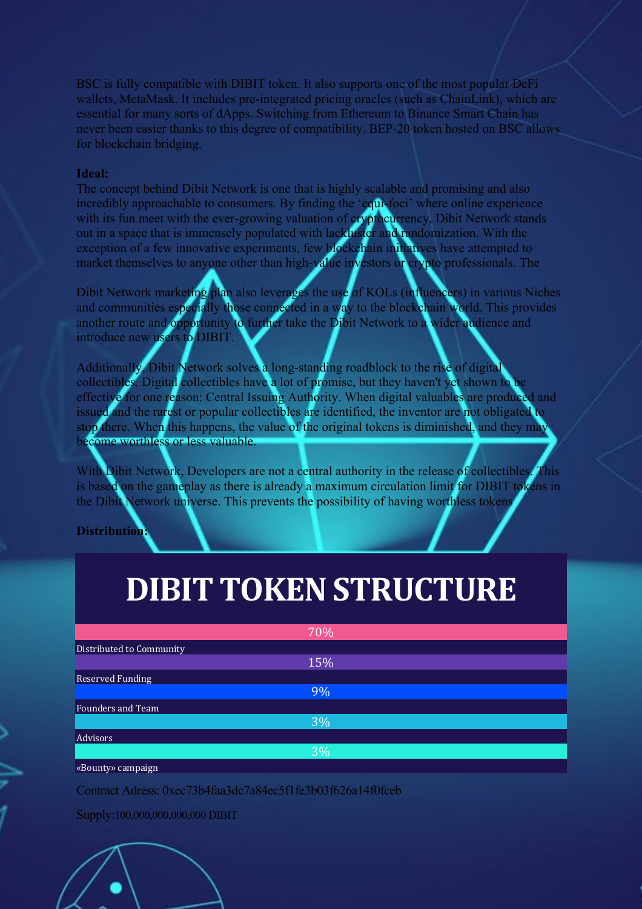BSC is fully compatible with DIBIT token. It also supports one of the most popular DeFi wallets, MetaMask. It includes pre-integrated pricing oracles (such as ChainLink), which are essential for many sorts of dApps. Switching from Ethereum to Binance Smart Chain has never been easier thanks to this degree of compatibility. BEP-20 token hosted on BSC allows for blockchain bridging.

**Ideal:**

The concept behind Dibit Network is one that is highly scalable and promising and also incredibly approachable to consumers. By finding the 'equi-foci' where online experience with its fun meet with the ever-growing valuation of cryptocurrency, Dibit Network stands out in a space that is immensely populated with lackluster and randomization. With the exception of a few innovative experiments, few blockchain initiatives have attempted to market themselves to anyone other than high-value investors or crypto professionals. The

Dibit Network marketing plan also leverages the use of KOLs (influencers) in various Niches and communities especially those connected in a way to the blockchain world. This provides another route and opportunity to further take the Dibit Network to a wider audience and introduce new users to DIBIT.

Additionally, Dibit Network solves a long-standing roadblock to the rise of digital collectibles. Digital collectibles have a lot of promise, but they haven't yet shown to be effective for one reason: Central Issuing Authority. When digital valuables are produced and issued and the rarest or popular collectibles are identified, the inventor are not obligated to stop there. When this happens, the value of the original tokens is diminished, and they may become worthless or less valuable.

With Dibit Network, Developers are not a central authority in the release of collectibles. This is based on the gameplay as there is already a maximum circulation limit for DIBIT tokens in the Dibit Network universe. This prevents the possibility of having worthless tokens

**Distribution:**

# DIBIT TOKEN STRUCTURE

| Allocation | Share |
| --- | --- |
| Distributed to Community | 70% |
| Reserved Funding | 15% |
| Founders and Team | 9% |
| Advisors | 3% |
| «Bounty» campaign | 3% |

Contract Adress: 0xec73b4faa3dc7a84ec5f1fe3b03f626a14f0fceb

Supply:100,000,000,000,000 DIBIT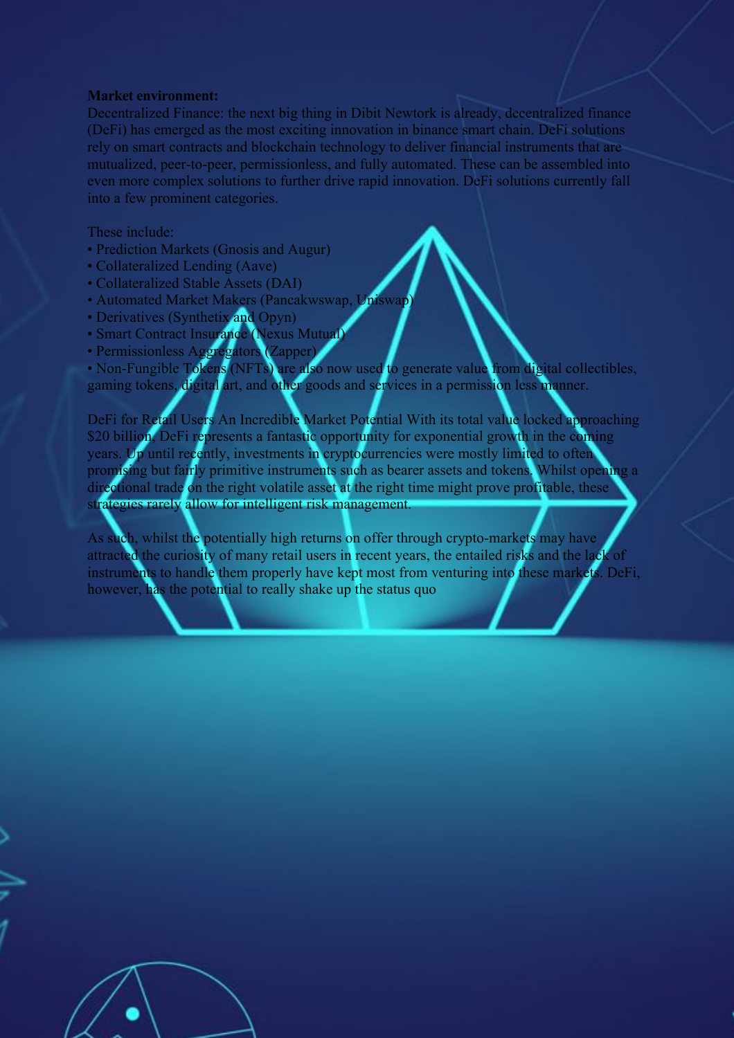**Market environment:**

Decentralized Finance: the next big thing in Dibit Newtork is already, decentralized finance (DeFi) has emerged as the most exciting innovation in binance smart chain. DeFi solutions rely on smart contracts and blockchain technology to deliver financial instruments that are mutualized, peer-to-peer, permissionless, and fully automated. These can be assembled into even more complex solutions to further drive rapid innovation. DeFi solutions currently fall into a few prominent categories.

These include:

- Prediction Markets (Gnosis and Augur)
- Collateralized Lending (Aave)
- Collateralized Stable Assets (DAI)
- Automated Market Makers (Pancakwswap, Uniswap)
- Derivatives (Synthetix and Opyn)
- Smart Contract Insurance (Nexus Mutual)
- Permissionless Aggregators (Zapper)
- Non-Fungible Tokens (NFTs) are also now used to generate value from digital collectibles, gaming tokens, digital art, and other goods and services in a permission less manner.

DeFi for Retail Users An Incredible Market Potential With its total value locked approaching $20 billion, DeFi represents a fantastic opportunity for exponential growth in the coming years. Up until recently, investments in cryptocurrencies were mostly limited to often promising but fairly primitive instruments such as bearer assets and tokens. Whilst opening a directional trade on the right volatile asset at the right time might prove profitable, these strategies rarely allow for intelligent risk management.

As such, whilst the potentially high returns on offer through crypto-markets may have attracted the curiosity of many retail users in recent years, the entailed risks and the lack of instruments to handle them properly have kept most from venturing into these markets. DeFi, however, has the potential to really shake up the status quo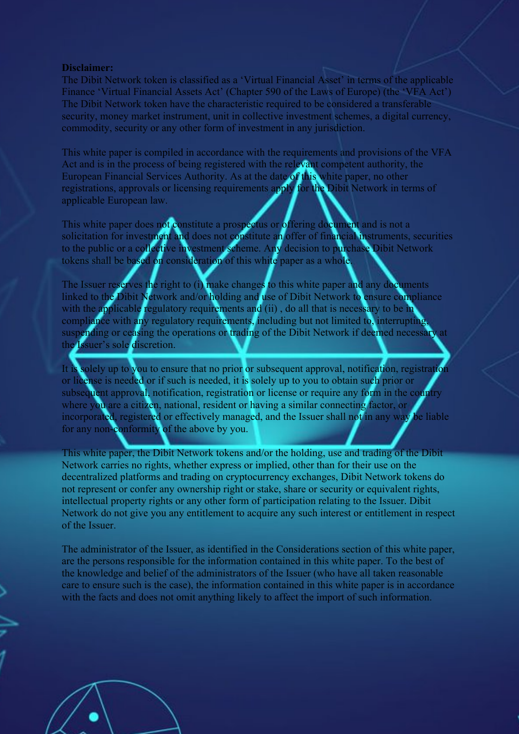**Disclaimer:**

The Dibit Network token is classified as a 'Virtual Financial Asset' in terms of the applicable Finance 'Virtual Financial Assets Act' (Chapter 590 of the Laws of Europe) (the 'VFA Act') The Dibit Network token have the characteristic required to be considered a transferable security, money market instrument, unit in collective investment schemes, a digital currency, commodity, security or any other form of investment in any jurisdiction.

This white paper is compiled in accordance with the requirements and provisions of the VFA Act and is in the process of being registered with the relevant competent authority, the European Financial Services Authority. As at the date of this white paper, no other registrations, approvals or licensing requirements apply for the Dibit Network in terms of applicable European law.

This white paper does not constitute a prospectus or offering document and is not a solicitation for investment and does not constitute an offer of financial instruments, securities to the public or a collective investment scheme. Any decision to purchase Dibit Network tokens shall be based on consideration of this white paper as a whole.

The Issuer reserves the right to (i) make changes to this white paper and any documents linked to the Dibit Network and/or holding and use of Dibit Network to ensure compliance with the applicable regulatory requirements and (ii) , do all that is necessary to be in compliance with any regulatory requirements, including but not limited to, interrupting, suspending or ceasing the operations or trading of the Dibit Network if deemed necessary at the Issuer's sole discretion.

It is solely up to you to ensure that no prior or subsequent approval, notification, registration or license is needed or if such is needed, it is solely up to you to obtain such prior or subsequent approval, notification, registration or license or require any form in the country where you are a citizen, national, resident or having a similar connecting factor, or incorporated, registered or effectively managed, and the Issuer shall not in any way be liable for any non-conformity of the above by you.

This white paper, the Dibit Network tokens and/or the holding, use and trading of the Dibit Network carries no rights, whether express or implied, other than for their use on the decentralized platforms and trading on cryptocurrency exchanges, Dibit Network tokens do not represent or confer any ownership right or stake, share or security or equivalent rights, intellectual property rights or any other form of participation relating to the Issuer. Dibit Network do not give you any entitlement to acquire any such interest or entitlement in respect of the Issuer.

The administrator of the Issuer, as identified in the Considerations section of this white paper, are the persons responsible for the information contained in this white paper. To the best of the knowledge and belief of the administrators of the Issuer (who have all taken reasonable care to ensure such is the case), the information contained in this white paper is in accordance with the facts and does not omit anything likely to affect the import of such information.